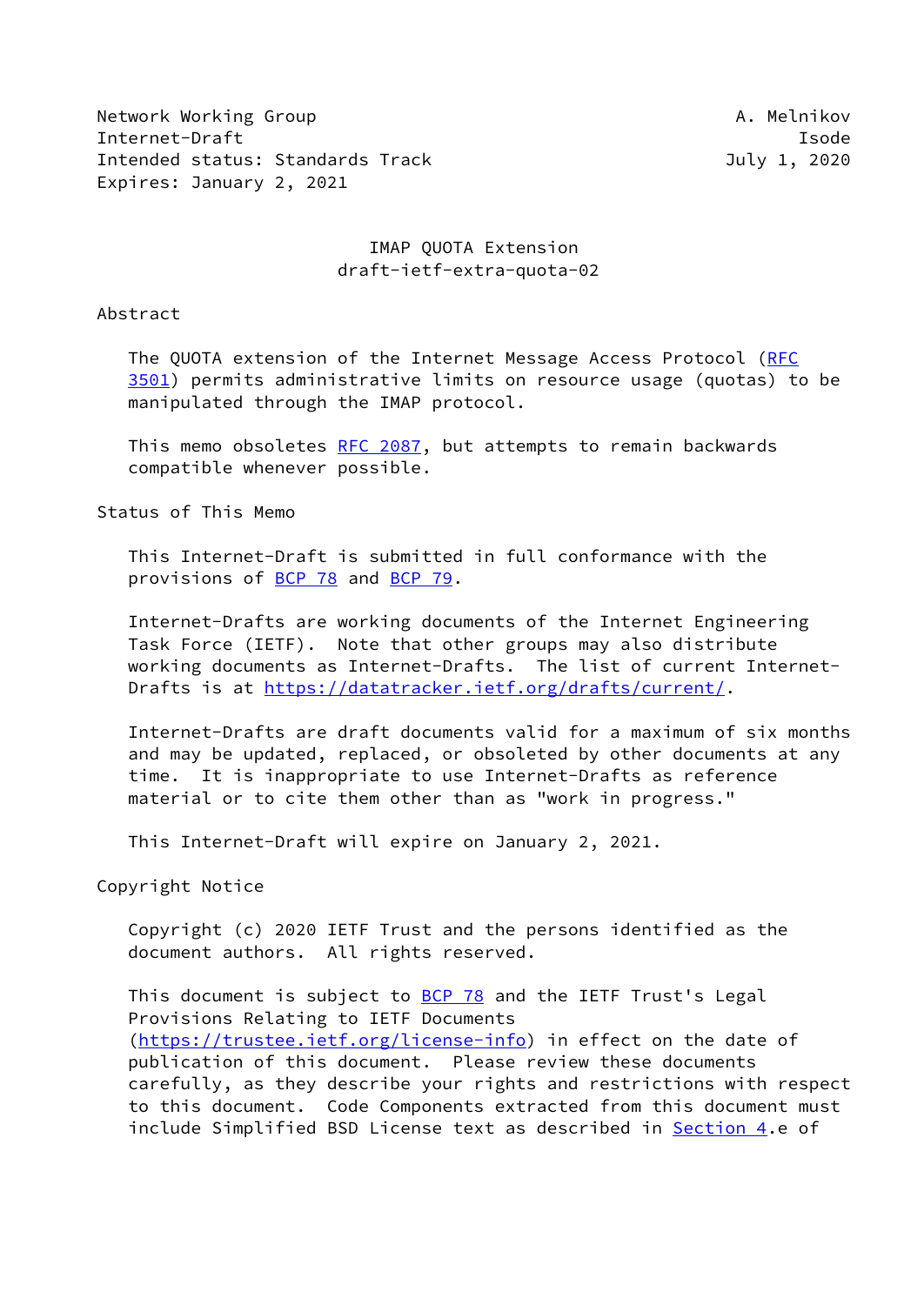Network Working Group A. Melnikov
Internet-Draft Isode
Intended status: Standards Track July 1, 2020
Expires: January 2, 2021

# IMAP QUOTA Extension
draft-ietf-extra-quota-02

## Abstract

The QUOTA extension of the Internet Message Access Protocol (RFC 3501) permits administrative limits on resource usage (quotas) to be manipulated through the IMAP protocol.

This memo obsoletes RFC 2087, but attempts to remain backwards compatible whenever possible.

## Status of This Memo

This Internet-Draft is submitted in full conformance with the provisions of BCP 78 and BCP 79.

Internet-Drafts are working documents of the Internet Engineering Task Force (IETF). Note that other groups may also distribute working documents as Internet-Drafts. The list of current Internet-Drafts is at https://datatracker.ietf.org/drafts/current/.

Internet-Drafts are draft documents valid for a maximum of six months and may be updated, replaced, or obsoleted by other documents at any time. It is inappropriate to use Internet-Drafts as reference material or to cite them other than as "work in progress."

This Internet-Draft will expire on January 2, 2021.

## Copyright Notice

Copyright (c) 2020 IETF Trust and the persons identified as the document authors. All rights reserved.

This document is subject to BCP 78 and the IETF Trust's Legal Provisions Relating to IETF Documents (https://trustee.ietf.org/license-info) in effect on the date of publication of this document. Please review these documents carefully, as they describe your rights and restrictions with respect to this document. Code Components extracted from this document must include Simplified BSD License text as described in Section 4.e of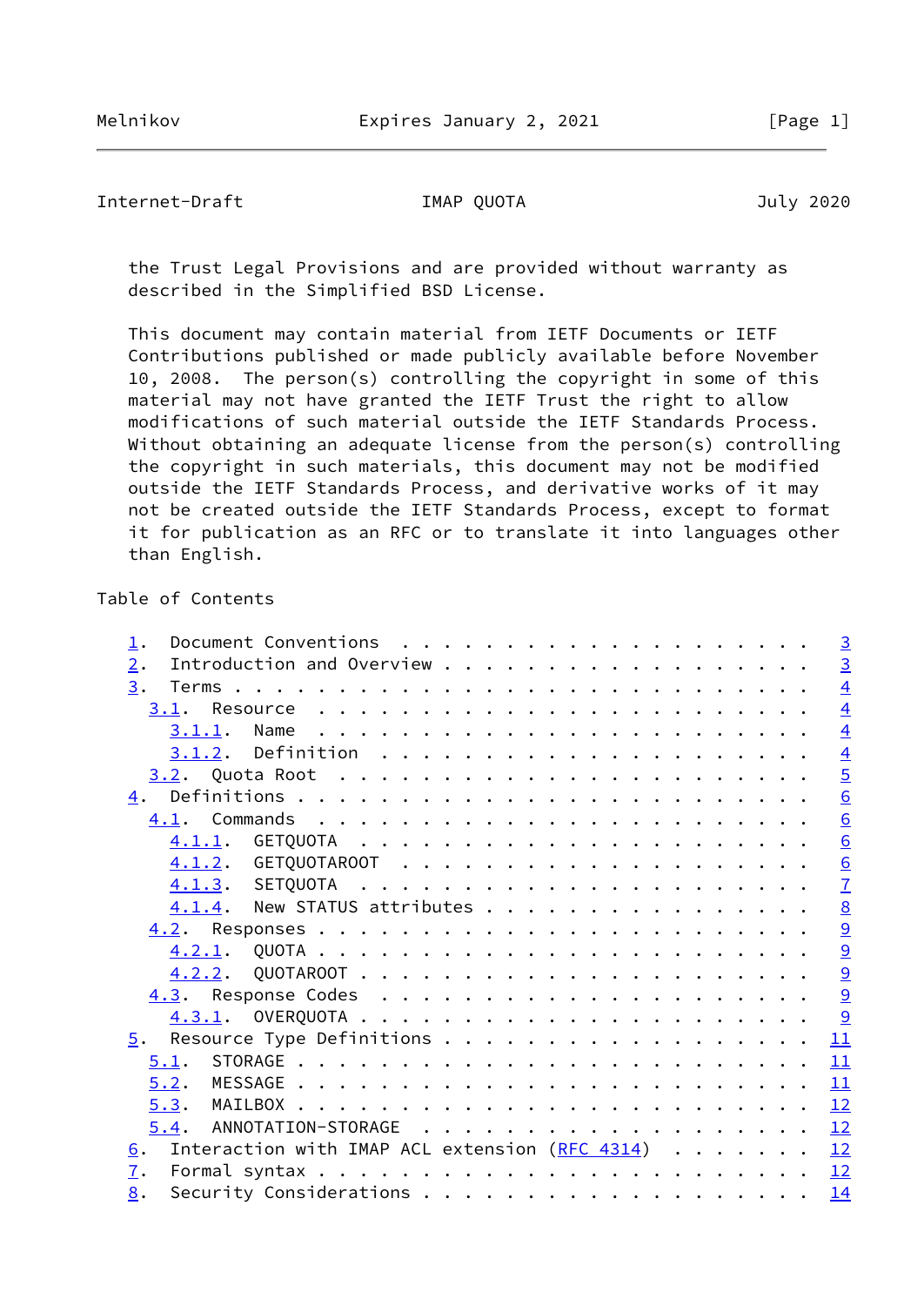the Trust Legal Provisions and are provided without warranty as described in the Simplified BSD License.

This document may contain material from IETF Documents or IETF Contributions published or made publicly available before November 10, 2008. The person(s) controlling the copyright in some of this material may not have granted the IETF Trust the right to allow modifications of such material outside the IETF Standards Process. Without obtaining an adequate license from the person(s) controlling the copyright in such materials, this document may not be modified outside the IETF Standards Process, and derivative works of it may not be created outside the IETF Standards Process, except to format it for publication as an RFC or to translate it into languages other than English.

## Table of Contents

```
   1.  Document Conventions . . . . . . . . . . . . . . . . . . . .   3
   2.  Introduction and Overview . . . . . . . . . . . . . . . . . .   3
   3.  Terms . . . . . . . . . . . . . . . . . . . . . . . . . . . .   4
     3.1.  Resource  . . . . . . . . . . . . . . . . . . . . . . . .   4
       3.1.1.  Name  . . . . . . . . . . . . . . . . . . . . . . . .   4
       3.1.2.  Definition  . . . . . . . . . . . . . . . . . . . . .   4
     3.2.  Quota Root  . . . . . . . . . . . . . . . . . . . . . . .   5
   4.  Definitions . . . . . . . . . . . . . . . . . . . . . . . . .   6
     4.1.  Commands  . . . . . . . . . . . . . . . . . . . . . . . .   6
       4.1.1.  GETQUOTA  . . . . . . . . . . . . . . . . . . . . . .   6
       4.1.2.  GETQUOTAROOT  . . . . . . . . . . . . . . . . . . . .   6
       4.1.3.  SETQUOTA  . . . . . . . . . . . . . . . . . . . . . .   7
       4.1.4.  New STATUS attributes . . . . . . . . . . . . . . . .   8
     4.2.  Responses . . . . . . . . . . . . . . . . . . . . . . . .   9
       4.2.1.  QUOTA . . . . . . . . . . . . . . . . . . . . . . . .   9
       4.2.2.  QUOTAROOT . . . . . . . . . . . . . . . . . . . . . .   9
     4.3.  Response Codes  . . . . . . . . . . . . . . . . . . . . .   9
       4.3.1.  OVERQUOTA . . . . . . . . . . . . . . . . . . . . . .   9
   5.  Resource Type Definitions . . . . . . . . . . . . . . . . . .  11
     5.1.  STORAGE . . . . . . . . . . . . . . . . . . . . . . . . .  11
     5.2.  MESSAGE . . . . . . . . . . . . . . . . . . . . . . . . .  11
     5.3.  MAILBOX . . . . . . . . . . . . . . . . . . . . . . . . .  12
     5.4.  ANNOTATION-STORAGE  . . . . . . . . . . . . . . . . . . .  12
   6.  Interaction with IMAP ACL extension (RFC 4314)  . . . . . . .  12
   7.  Formal syntax . . . . . . . . . . . . . . . . . . . . . . . .  12
   8.  Security Considerations . . . . . . . . . . . . . . . . . . .  14
```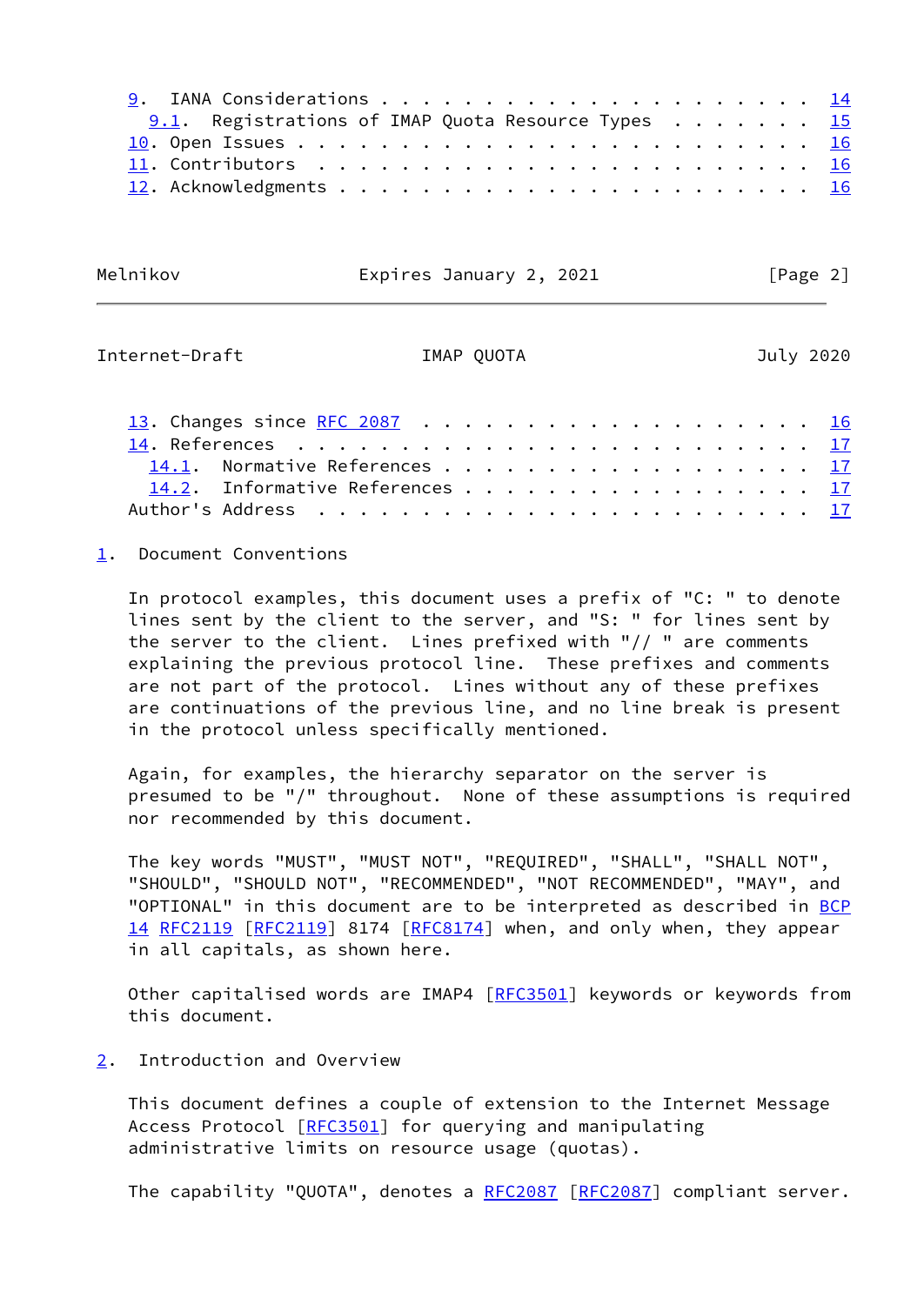9. IANA Considerations . . . . . . . . . . . . . . . . . . . . . . 14
   9.1. Registrations of IMAP Quota Resource Types . . . . . . . 15
10. Open Issues . . . . . . . . . . . . . . . . . . . . . . . . . 16
11. Contributors . . . . . . . . . . . . . . . . . . . . . . . . . 16
12. Acknowledgments . . . . . . . . . . . . . . . . . . . . . . . 16
13. Changes since RFC 2087 . . . . . . . . . . . . . . . . . . . . 16
14. References . . . . . . . . . . . . . . . . . . . . . . . . . . 17
   14.1. Normative References . . . . . . . . . . . . . . . . . . 17
   14.2. Informative References . . . . . . . . . . . . . . . . . 17
Author's Address . . . . . . . . . . . . . . . . . . . . . . . . . 17

## 1. Document Conventions

In protocol examples, this document uses a prefix of "C: " to denote lines sent by the client to the server, and "S: " for lines sent by the server to the client. Lines prefixed with "// " are comments explaining the previous protocol line. These prefixes and comments are not part of the protocol. Lines without any of these prefixes are continuations of the previous line, and no line break is present in the protocol unless specifically mentioned.

Again, for examples, the hierarchy separator on the server is presumed to be "/" throughout. None of these assumptions is required nor recommended by this document.

The key words "MUST", "MUST NOT", "REQUIRED", "SHALL", "SHALL NOT", "SHOULD", "SHOULD NOT", "RECOMMENDED", "NOT RECOMMENDED", "MAY", and "OPTIONAL" in this document are to be interpreted as described in BCP 14 RFC2119 [RFC2119] 8174 [RFC8174] when, and only when, they appear in all capitals, as shown here.

Other capitalised words are IMAP4 [RFC3501] keywords or keywords from this document.

## 2. Introduction and Overview

This document defines a couple of extension to the Internet Message Access Protocol [RFC3501] for querying and manipulating administrative limits on resource usage (quotas).

The capability "QUOTA", denotes a RFC2087 [RFC2087] compliant server.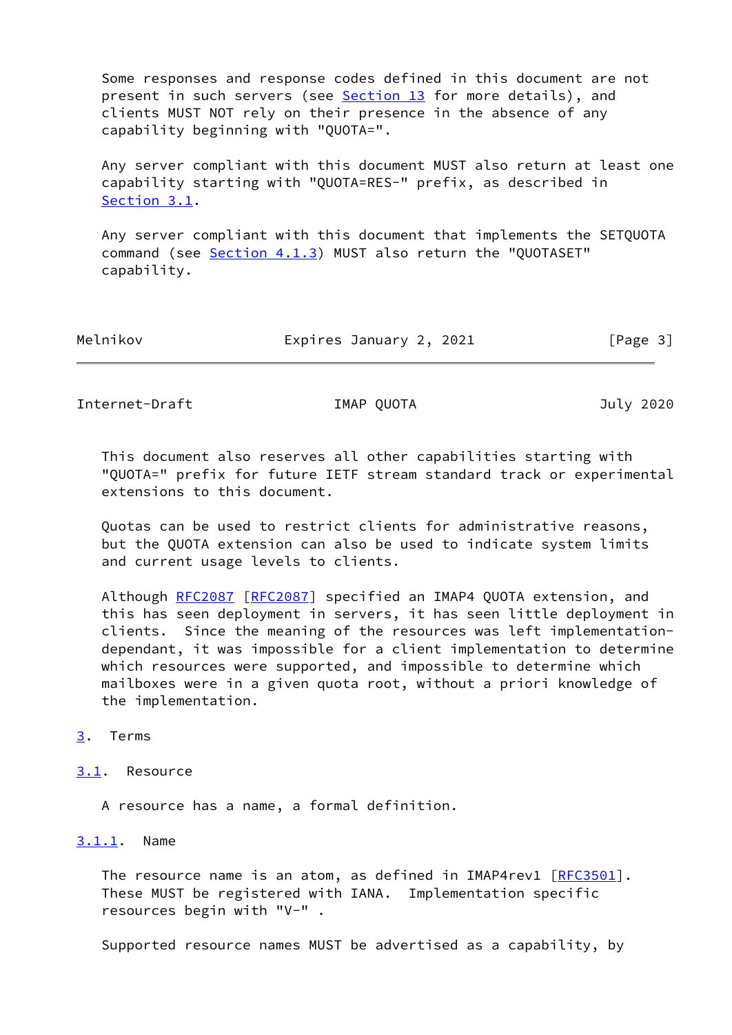Some responses and response codes defined in this document are not present in such servers (see Section 13 for more details), and clients MUST NOT rely on their presence in the absence of any capability beginning with "QUOTA=".

Any server compliant with this document MUST also return at least one capability starting with "QUOTA=RES-" prefix, as described in Section 3.1.

Any server compliant with this document that implements the SETQUOTA command (see Section 4.1.3) MUST also return the "QUOTASET" capability.

This document also reserves all other capabilities starting with "QUOTA=" prefix for future IETF stream standard track or experimental extensions to this document.

Quotas can be used to restrict clients for administrative reasons, but the QUOTA extension can also be used to indicate system limits and current usage levels to clients.

Although RFC2087 [RFC2087] specified an IMAP4 QUOTA extension, and this has seen deployment in servers, it has seen little deployment in clients. Since the meaning of the resources was left implementation-dependant, it was impossible for a client implementation to determine which resources were supported, and impossible to determine which mailboxes were in a given quota root, without a priori knowledge of the implementation.

## 3. Terms

### 3.1. Resource

A resource has a name, a formal definition.

#### 3.1.1. Name

The resource name is an atom, as defined in IMAP4rev1 [RFC3501]. These MUST be registered with IANA. Implementation specific resources begin with "V-" .

Supported resource names MUST be advertised as a capability, by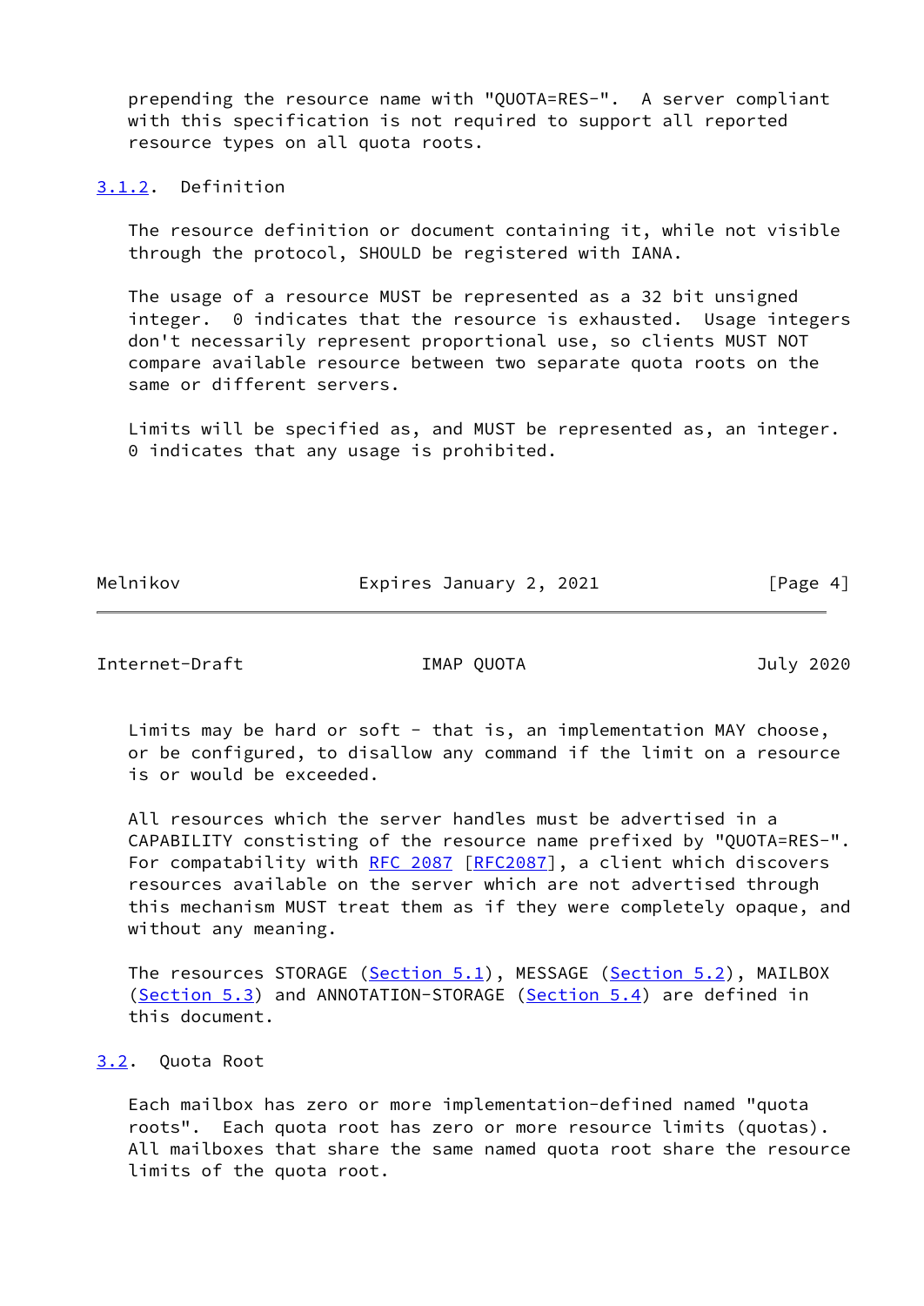prepending the resource name with "QUOTA=RES-". A server compliant with this specification is not required to support all reported resource types on all quota roots.

### 3.1.2. Definition

The resource definition or document containing it, while not visible through the protocol, SHOULD be registered with IANA.

The usage of a resource MUST be represented as a 32 bit unsigned integer. 0 indicates that the resource is exhausted. Usage integers don't necessarily represent proportional use, so clients MUST NOT compare available resource between two separate quota roots on the same or different servers.

Limits will be specified as, and MUST be represented as, an integer. 0 indicates that any usage is prohibited.

Limits may be hard or soft - that is, an implementation MAY choose, or be configured, to disallow any command if the limit on a resource is or would be exceeded.

All resources which the server handles must be advertised in a CAPABILITY consisting of the resource name prefixed by "QUOTA=RES-". For compatability with RFC 2087 [RFC2087], a client which discovers resources available on the server which are not advertised through this mechanism MUST treat them as if they were completely opaque, and without any meaning.

The resources STORAGE (Section 5.1), MESSAGE (Section 5.2), MAILBOX (Section 5.3) and ANNOTATION-STORAGE (Section 5.4) are defined in this document.

## 3.2. Quota Root

Each mailbox has zero or more implementation-defined named "quota roots". Each quota root has zero or more resource limits (quotas). All mailboxes that share the same named quota root share the resource limits of the quota root.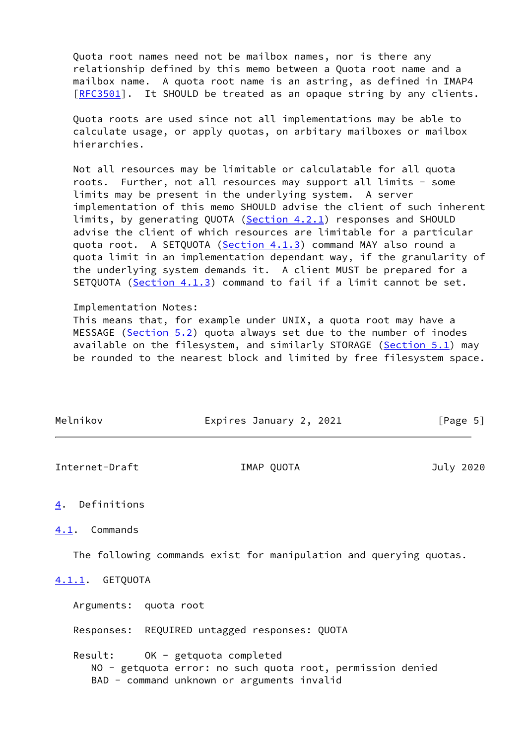Quota root names need not be mailbox names, nor is there any relationship defined by this memo between a Quota root name and a mailbox name. A quota root name is an astring, as defined in IMAP4 [RFC3501]. It SHOULD be treated as an opaque string by any clients.

Quota roots are used since not all implementations may be able to calculate usage, or apply quotas, on arbitary mailboxes or mailbox hierarchies.

Not all resources may be limitable or calculatable for all quota roots. Further, not all resources may support all limits - some limits may be present in the underlying system. A server implementation of this memo SHOULD advise the client of such inherent limits, by generating QUOTA (Section 4.2.1) responses and SHOULD advise the client of which resources are limitable for a particular quota root. A SETQUOTA (Section 4.1.3) command MAY also round a quota limit in an implementation dependant way, if the granularity of the underlying system demands it. A client MUST be prepared for a SETQUOTA (Section 4.1.3) command to fail if a limit cannot be set.

Implementation Notes:
This means that, for example under UNIX, a quota root may have a MESSAGE (Section 5.2) quota always set due to the number of inodes available on the filesystem, and similarly STORAGE (Section 5.1) may be rounded to the nearest block and limited by free filesystem space.

# 4. Definitions

## 4.1. Commands

The following commands exist for manipulation and querying quotas.

### 4.1.1. GETQUOTA

Arguments: quota root

Responses: REQUIRED untagged responses: QUOTA

Result: OK - getquota completed
NO - getquota error: no such quota root, permission denied
BAD - command unknown or arguments invalid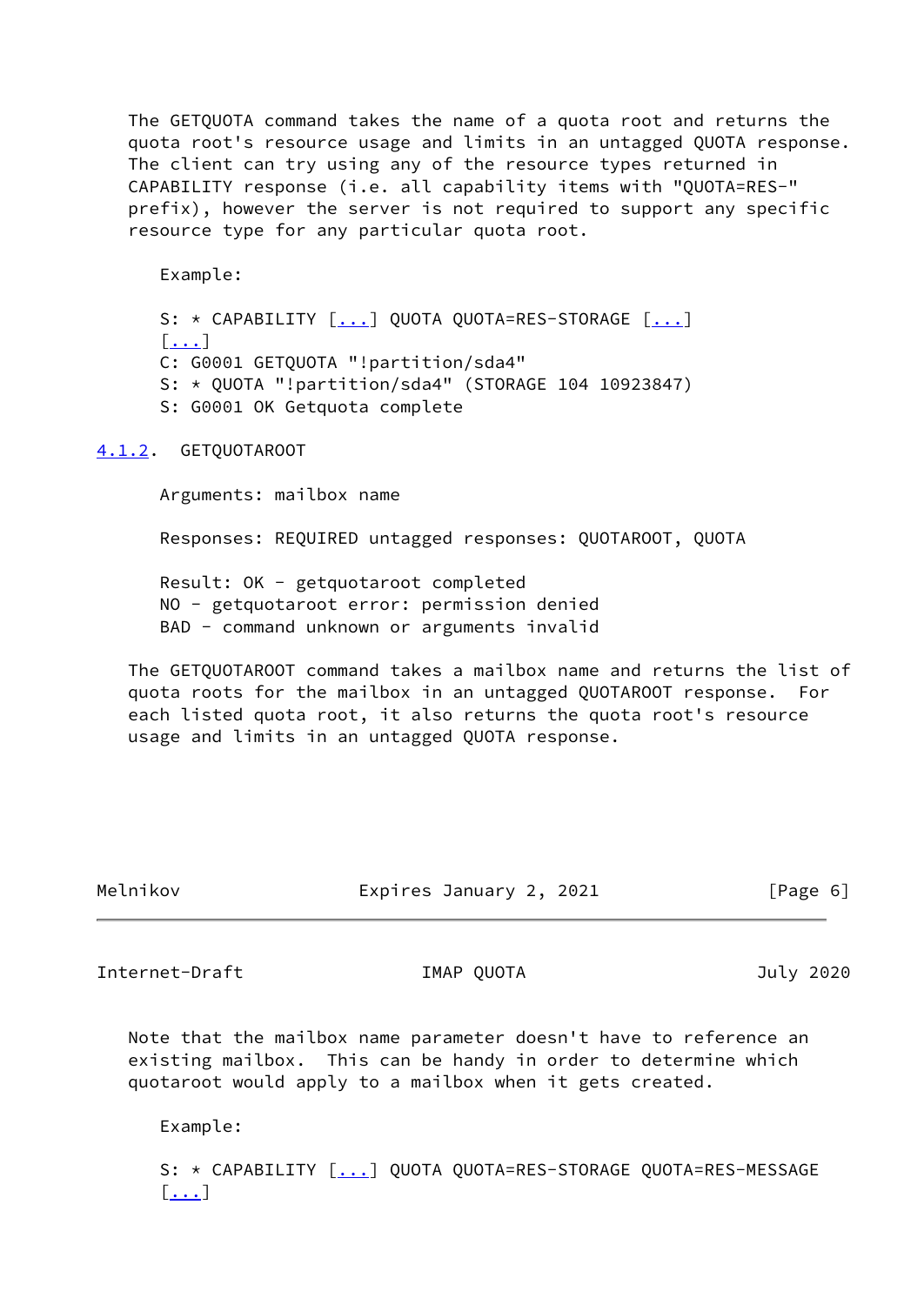The GETQUOTA command takes the name of a quota root and returns the quota root's resource usage and limits in an untagged QUOTA response. The client can try using any of the resource types returned in CAPABILITY response (i.e. all capability items with "QUOTA=RES-" prefix), however the server is not required to support any specific resource type for any particular quota root.

Example:

```
S: * CAPABILITY [...] QUOTA QUOTA=RES-STORAGE [...]
[...]
C: G0001 GETQUOTA "!partition/sda4"
S: * QUOTA "!partition/sda4" (STORAGE 104 10923847)
S: G0001 OK Getquota complete
```

### 4.1.2. GETQUOTAROOT

Arguments: mailbox name

Responses: REQUIRED untagged responses: QUOTAROOT, QUOTA

Result: OK - getquotaroot completed
NO - getquotaroot error: permission denied
BAD - command unknown or arguments invalid

The GETQUOTAROOT command takes a mailbox name and returns the list of quota roots for the mailbox in an untagged QUOTAROOT response. For each listed quota root, it also returns the quota root's resource usage and limits in an untagged QUOTA response.

Note that the mailbox name parameter doesn't have to reference an existing mailbox. This can be handy in order to determine which quotaroot would apply to a mailbox when it gets created.

Example:

```
S: * CAPABILITY [...] QUOTA QUOTA=RES-STORAGE QUOTA=RES-MESSAGE
[...]
```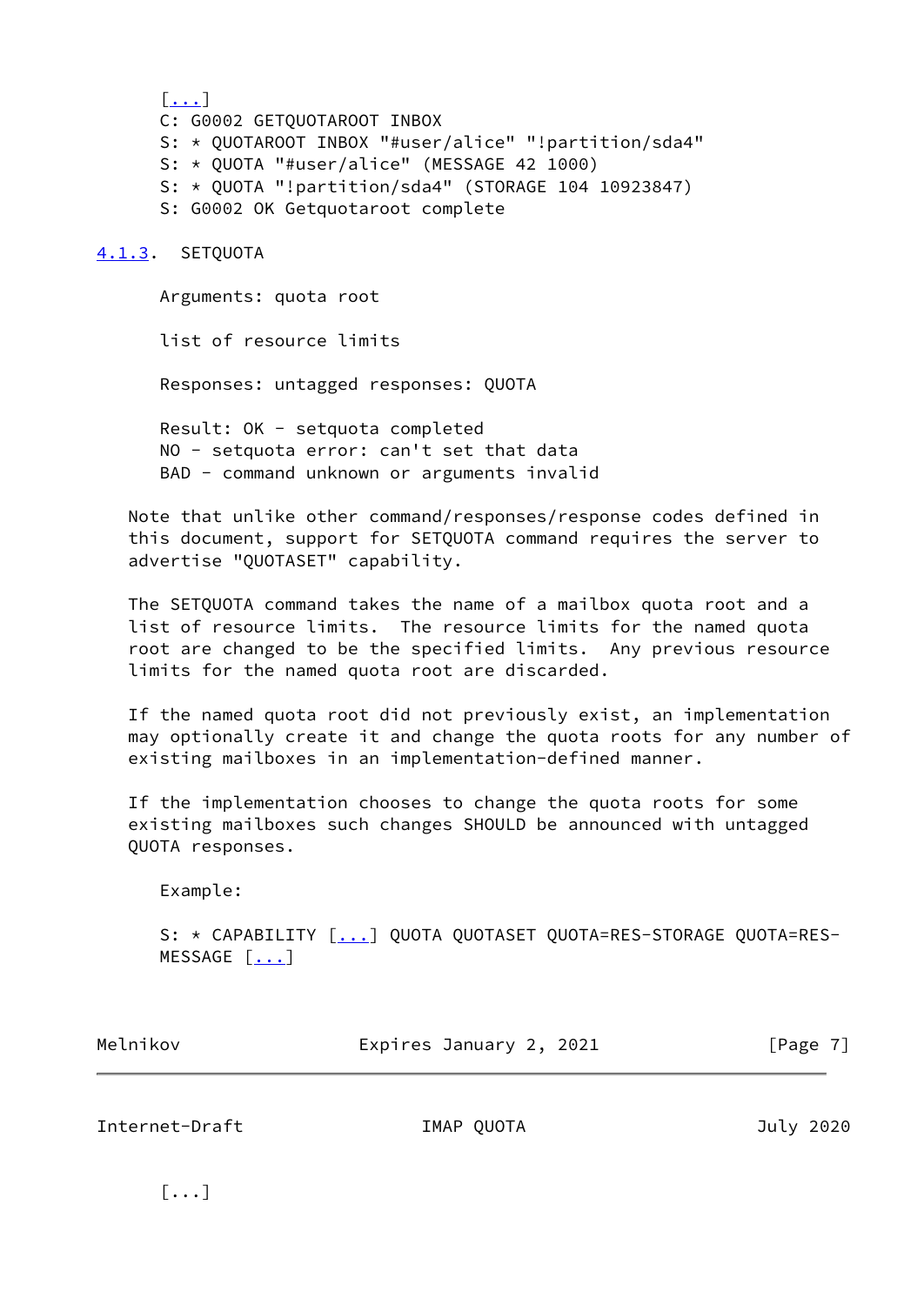```
[...]
C: G0002 GETQUOTAROOT INBOX
S: * QUOTAROOT INBOX "#user/alice" "!partition/sda4"
S: * QUOTA "#user/alice" (MESSAGE 42 1000)
S: * QUOTA "!partition/sda4" (STORAGE 104 10923847)
S: G0002 OK Getquotaroot complete
```

### 4.1.3. SETQUOTA

Arguments: quota root

list of resource limits

Responses: untagged responses: QUOTA

Result: OK - setquota completed
NO - setquota error: can't set that data
BAD - command unknown or arguments invalid

Note that unlike other command/responses/response codes defined in this document, support for SETQUOTA command requires the server to advertise "QUOTASET" capability.

The SETQUOTA command takes the name of a mailbox quota root and a list of resource limits. The resource limits for the named quota root are changed to be the specified limits. Any previous resource limits for the named quota root are discarded.

If the named quota root did not previously exist, an implementation may optionally create it and change the quota roots for any number of existing mailboxes in an implementation-defined manner.

If the implementation chooses to change the quota roots for some existing mailboxes such changes SHOULD be announced with untagged QUOTA responses.

Example:

```
S: * CAPABILITY [...] QUOTA QUOTASET QUOTA=RES-STORAGE QUOTA=RES-
MESSAGE [...]

[...]
```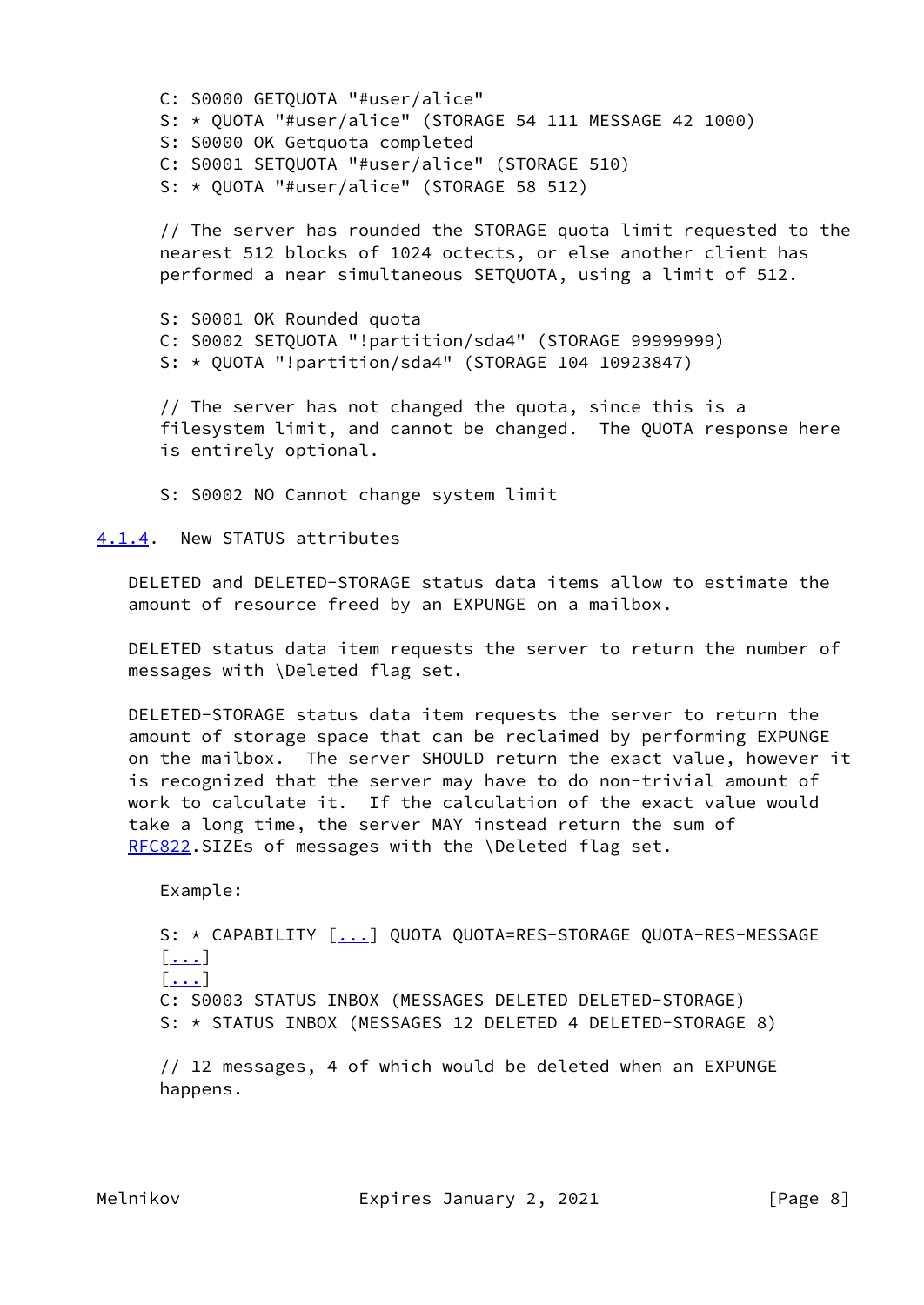```
C: S0000 GETQUOTA "#user/alice"
S: * QUOTA "#user/alice" (STORAGE 54 111 MESSAGE 42 1000)
S: S0000 OK Getquota completed
C: S0001 SETQUOTA "#user/alice" (STORAGE 510)
S: * QUOTA "#user/alice" (STORAGE 58 512)

// The server has rounded the STORAGE quota limit requested to the
nearest 512 blocks of 1024 octects, or else another client has
performed a near simultaneous SETQUOTA, using a limit of 512.

S: S0001 OK Rounded quota
C: S0002 SETQUOTA "!partition/sda4" (STORAGE 99999999)
S: * QUOTA "!partition/sda4" (STORAGE 104 10923847)

// The server has not changed the quota, since this is a
filesystem limit, and cannot be changed.  The QUOTA response here
is entirely optional.

S: S0002 NO Cannot change system limit
```

### 4.1.4. New STATUS attributes

DELETED and DELETED-STORAGE status data items allow to estimate the amount of resource freed by an EXPUNGE on a mailbox.

DELETED status data item requests the server to return the number of messages with \Deleted flag set.

DELETED-STORAGE status data item requests the server to return the amount of storage space that can be reclaimed by performing EXPUNGE on the mailbox. The server SHOULD return the exact value, however it is recognized that the server may have to do non-trivial amount of work to calculate it. If the calculation of the exact value would take a long time, the server MAY instead return the sum of RFC822.SIZEs of messages with the \Deleted flag set.

Example:

```
S: * CAPABILITY [...] QUOTA QUOTA=RES-STORAGE QUOTA-RES-MESSAGE
[...]
[...]
C: S0003 STATUS INBOX (MESSAGES DELETED DELETED-STORAGE)
S: * STATUS INBOX (MESSAGES 12 DELETED 4 DELETED-STORAGE 8)

// 12 messages, 4 of which would be deleted when an EXPUNGE
happens.
```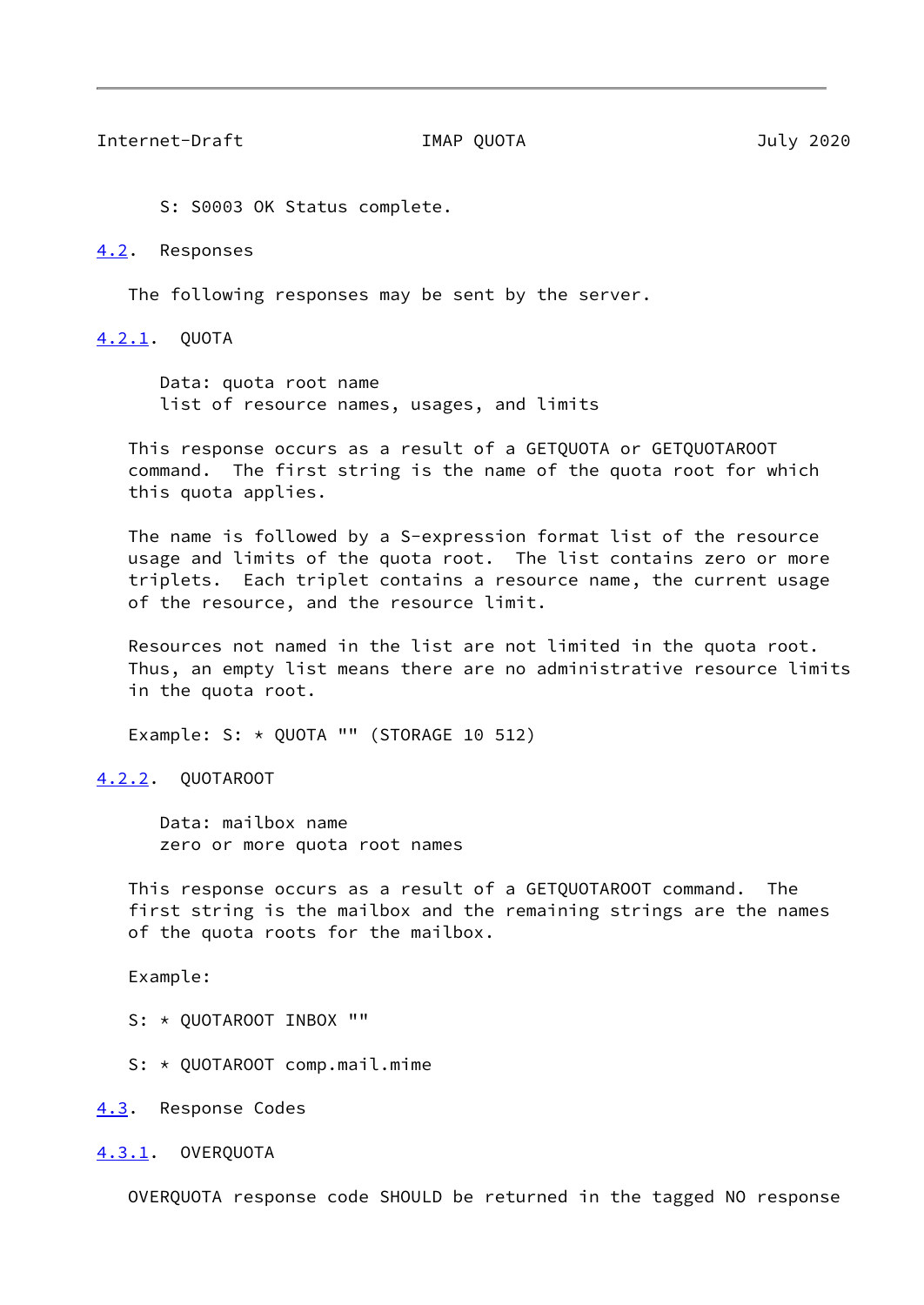```
S: S0003 OK Status complete.
```

### 4.2. Responses

The following responses may be sent by the server.

#### 4.2.1. QUOTA

Data: quota root name
list of resource names, usages, and limits

This response occurs as a result of a GETQUOTA or GETQUOTAROOT command. The first string is the name of the quota root for which this quota applies.

The name is followed by a S-expression format list of the resource usage and limits of the quota root. The list contains zero or more triplets. Each triplet contains a resource name, the current usage of the resource, and the resource limit.

Resources not named in the list are not limited in the quota root. Thus, an empty list means there are no administrative resource limits in the quota root.

Example: S: * QUOTA "" (STORAGE 10 512)

#### 4.2.2. QUOTAROOT

Data: mailbox name
zero or more quota root names

This response occurs as a result of a GETQUOTAROOT command. The first string is the mailbox and the remaining strings are the names of the quota roots for the mailbox.

Example:

```
S: * QUOTAROOT INBOX ""

S: * QUOTAROOT comp.mail.mime
```

### 4.3. Response Codes

#### 4.3.1. OVERQUOTA

OVERQUOTA response code SHOULD be returned in the tagged NO response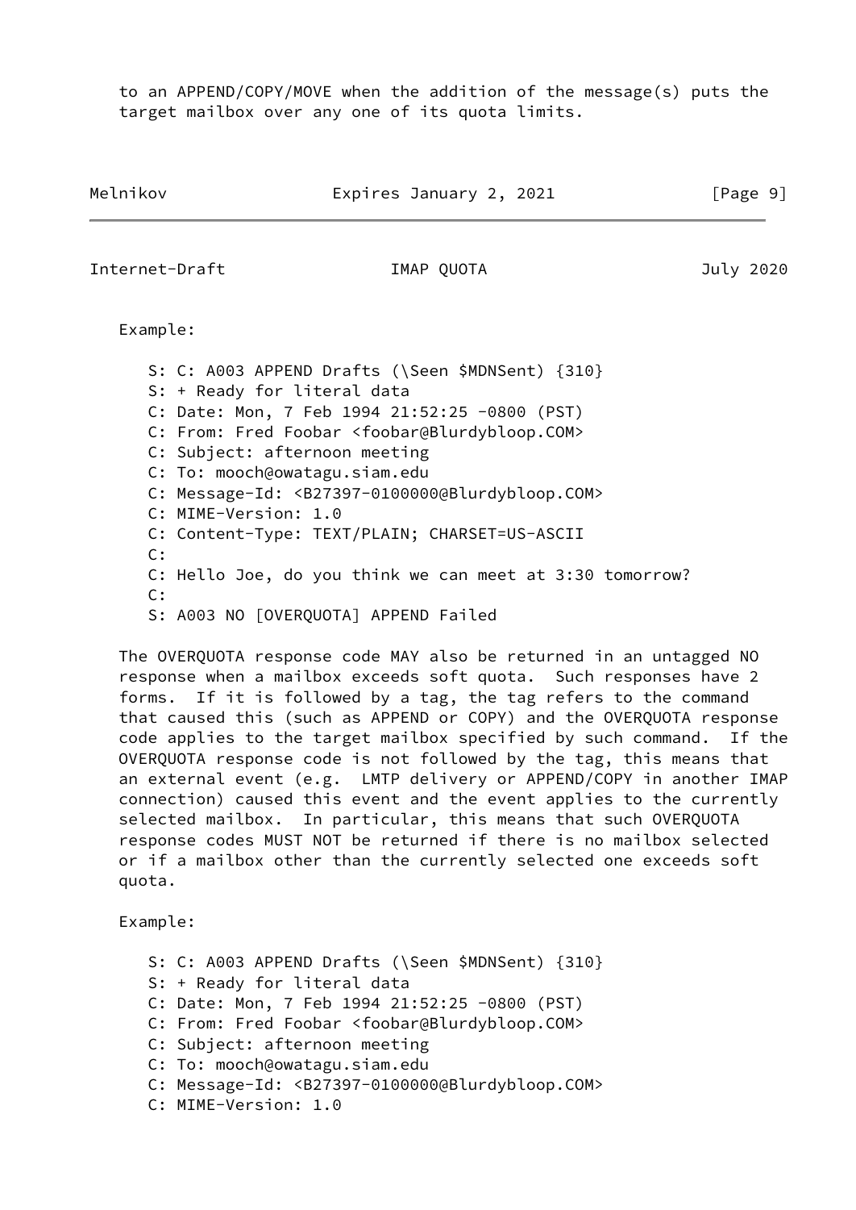to an APPEND/COPY/MOVE when the addition of the message(s) puts the target mailbox over any one of its quota limits.

Example:

```
S: C: A003 APPEND Drafts (\Seen $MDNSent) {310}
S: + Ready for literal data
C: Date: Mon, 7 Feb 1994 21:52:25 -0800 (PST)
C: From: Fred Foobar <foobar@Blurdybloop.COM>
C: Subject: afternoon meeting
C: To: mooch@owatagu.siam.edu
C: Message-Id: <B27397-0100000@Blurdybloop.COM>
C: MIME-Version: 1.0
C: Content-Type: TEXT/PLAIN; CHARSET=US-ASCII
C:
C: Hello Joe, do you think we can meet at 3:30 tomorrow?
C:
S: A003 NO [OVERQUOTA] APPEND Failed
```

The OVERQUOTA response code MAY also be returned in an untagged NO response when a mailbox exceeds soft quota. Such responses have 2 forms. If it is followed by a tag, the tag refers to the command that caused this (such as APPEND or COPY) and the OVERQUOTA response code applies to the target mailbox specified by such command. If the OVERQUOTA response code is not followed by the tag, this means that an external event (e.g. LMTP delivery or APPEND/COPY in another IMAP connection) caused this event and the event applies to the currently selected mailbox. In particular, this means that such OVERQUOTA response codes MUST NOT be returned if there is no mailbox selected or if a mailbox other than the currently selected one exceeds soft quota.

Example:

```
S: C: A003 APPEND Drafts (\Seen $MDNSent) {310}
S: + Ready for literal data
C: Date: Mon, 7 Feb 1994 21:52:25 -0800 (PST)
C: From: Fred Foobar <foobar@Blurdybloop.COM>
C: Subject: afternoon meeting
C: To: mooch@owatagu.siam.edu
C: Message-Id: <B27397-0100000@Blurdybloop.COM>
C: MIME-Version: 1.0
```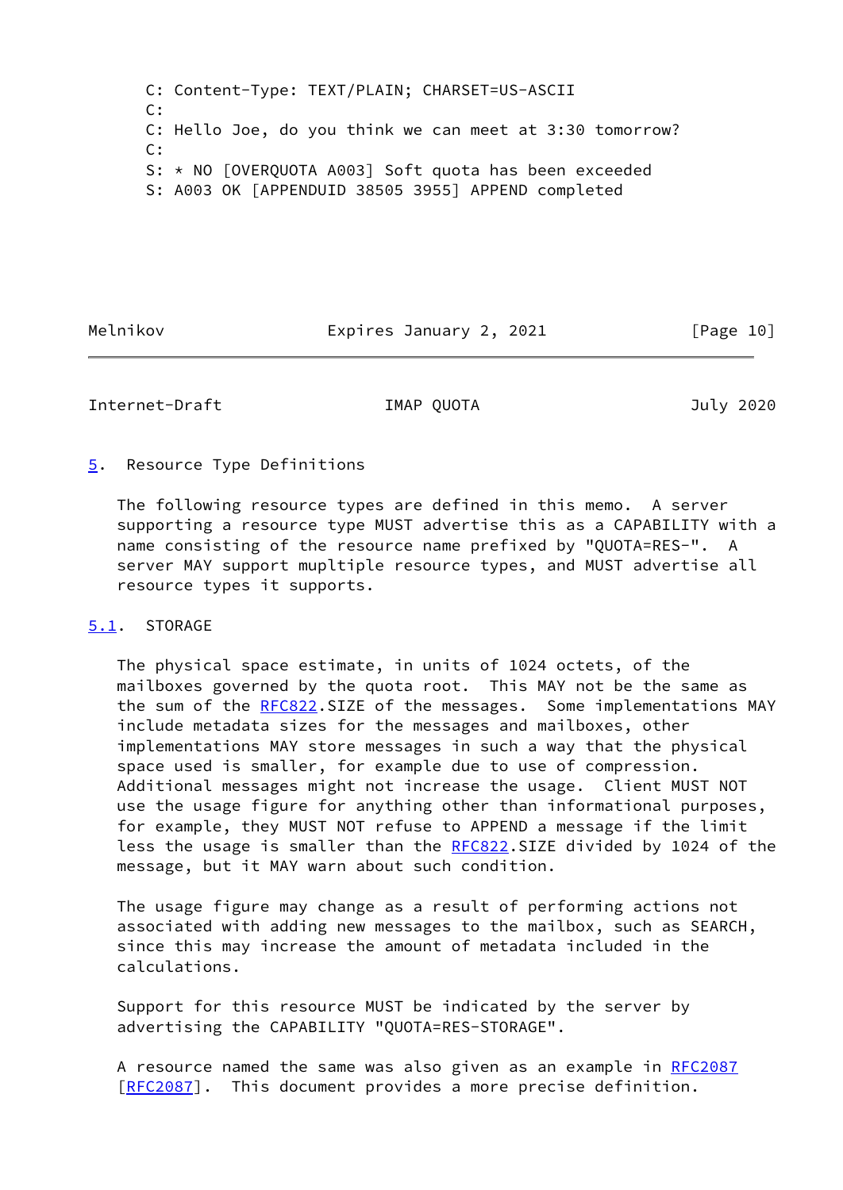```
C: Content-Type: TEXT/PLAIN; CHARSET=US-ASCII
C:
C: Hello Joe, do you think we can meet at 3:30 tomorrow?
C:
S: * NO [OVERQUOTA A003] Soft quota has been exceeded
S: A003 OK [APPENDUID 38505 3955] APPEND completed
```

## 5. Resource Type Definitions

The following resource types are defined in this memo. A server supporting a resource type MUST advertise this as a CAPABILITY with a name consisting of the resource name prefixed by "QUOTA=RES-". A server MAY support mupltiple resource types, and MUST advertise all resource types it supports.

### 5.1. STORAGE

The physical space estimate, in units of 1024 octets, of the mailboxes governed by the quota root. This MAY not be the same as the sum of the RFC822.SIZE of the messages. Some implementations MAY include metadata sizes for the messages and mailboxes, other implementations MAY store messages in such a way that the physical space used is smaller, for example due to use of compression. Additional messages might not increase the usage. Client MUST NOT use the usage figure for anything other than informational purposes, for example, they MUST NOT refuse to APPEND a message if the limit less the usage is smaller than the RFC822.SIZE divided by 1024 of the message, but it MAY warn about such condition.

The usage figure may change as a result of performing actions not associated with adding new messages to the mailbox, such as SEARCH, since this may increase the amount of metadata included in the calculations.

Support for this resource MUST be indicated by the server by advertising the CAPABILITY "QUOTA=RES-STORAGE".

A resource named the same was also given as an example in RFC2087 [RFC2087]. This document provides a more precise definition.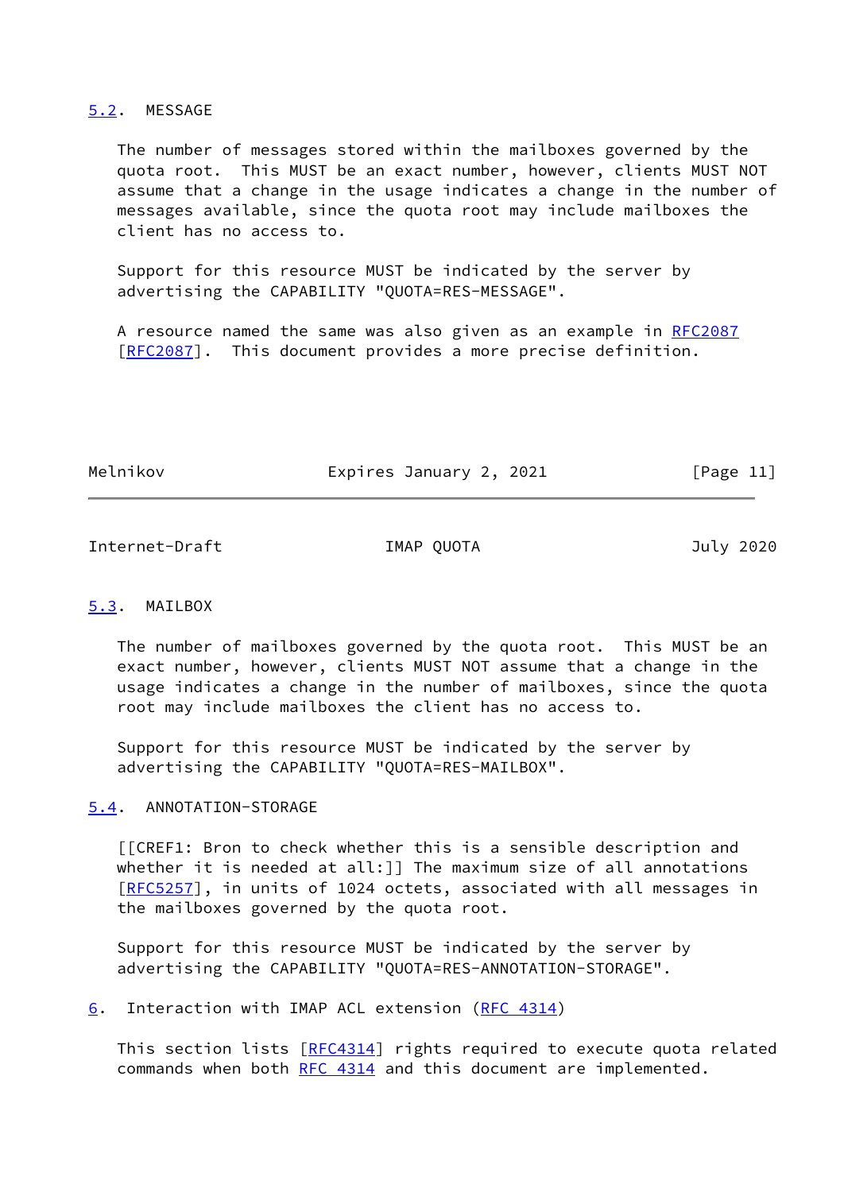### 5.2. MESSAGE

The number of messages stored within the mailboxes governed by the quota root. This MUST be an exact number, however, clients MUST NOT assume that a change in the usage indicates a change in the number of messages available, since the quota root may include mailboxes the client has no access to.

Support for this resource MUST be indicated by the server by advertising the CAPABILITY "QUOTA=RES-MESSAGE".

A resource named the same was also given as an example in RFC2087 [RFC2087]. This document provides a more precise definition.

### 5.3. MAILBOX

The number of mailboxes governed by the quota root. This MUST be an exact number, however, clients MUST NOT assume that a change in the usage indicates a change in the number of mailboxes, since the quota root may include mailboxes the client has no access to.

Support for this resource MUST be indicated by the server by advertising the CAPABILITY "QUOTA=RES-MAILBOX".

### 5.4. ANNOTATION-STORAGE

[[CREF1: Bron to check whether this is a sensible description and whether it is needed at all:]] The maximum size of all annotations [RFC5257], in units of 1024 octets, associated with all messages in the mailboxes governed by the quota root.

Support for this resource MUST be indicated by the server by advertising the CAPABILITY "QUOTA=RES-ANNOTATION-STORAGE".

## 6. Interaction with IMAP ACL extension (RFC 4314)

This section lists [RFC4314] rights required to execute quota related commands when both RFC 4314 and this document are implemented.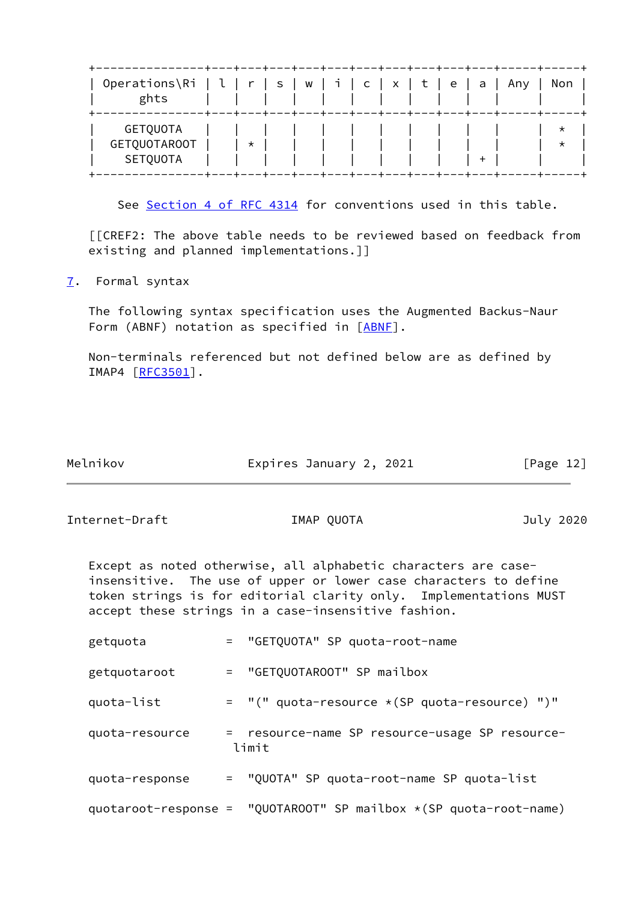| Operations\Rights | l | r | s | w | i | c | x | t | e | a | Any | Non |
|---|---|---|---|---|---|---|---|---|---|---|---|---|
| GETQUOTA | | | | | | | | | | | | * |
| GETQUOTAROOT | | * | | | | | | | | | | * |
| SETQUOTA | | | | | | | | | | + | | |

See Section 4 of RFC 4314 for conventions used in this table.

[[CREF2: The above table needs to be reviewed based on feedback from existing and planned implementations.]]

## 7. Formal syntax

The following syntax specification uses the Augmented Backus-Naur Form (ABNF) notation as specified in [ABNF].

Non-terminals referenced but not defined below are as defined by IMAP4 [RFC3501].

Except as noted otherwise, all alphabetic characters are case-insensitive. The use of upper or lower case characters to define token strings is for editorial clarity only. Implementations MUST accept these strings in a case-insensitive fashion.

```
getquota           =  "GETQUOTA" SP quota-root-name

getquotaroot       =  "GETQUOTAROOT" SP mailbox

quota-list         =  "(" quota-resource *(SP quota-resource) ")"

quota-resource     =  resource-name SP resource-usage SP resource-
                     limit

quota-response     =  "QUOTA" SP quota-root-name SP quota-list

quotaroot-response =  "QUOTAROOT" SP mailbox *(SP quota-root-name)
```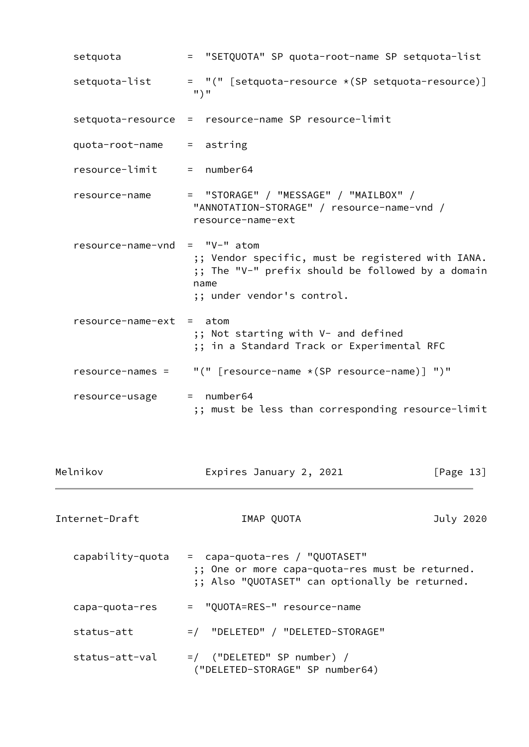```
   setquota           =  "SETQUOTA" SP quota-root-name SP setquota-list

   setquota-list      =  "(" [setquota-resource *(SP setquota-resource)]
                      ")"

   setquota-resource  =  resource-name SP resource-limit

   quota-root-name    =  astring

   resource-limit     =  number64

   resource-name      =  "STORAGE" / "MESSAGE" / "MAILBOX" /
                      "ANNOTATION-STORAGE" / resource-name-vnd /
                      resource-name-ext

   resource-name-vnd  =  "V-" atom
                      ;; Vendor specific, must be registered with IANA.
                      ;; The "V-" prefix should be followed by a domain
                      name
                      ;; under vendor's control.

   resource-name-ext  =  atom
                      ;; Not starting with V- and defined
                      ;; in a Standard Track or Experimental RFC

   resource-names =    "(" [resource-name *(SP resource-name)] ")"

   resource-usage     =  number64
                      ;; must be less than corresponding resource-limit

   capability-quota   =  capa-quota-res / "QUOTASET"
                      ;; One or more capa-quota-res must be returned.
                      ;; Also "QUOTASET" can optionally be returned.

   capa-quota-res     =  "QUOTA=RES-" resource-name

   status-att         =/  "DELETED" / "DELETED-STORAGE"

   status-att-val     =/  ("DELETED" SP number) /
                      ("DELETED-STORAGE" SP number64)
```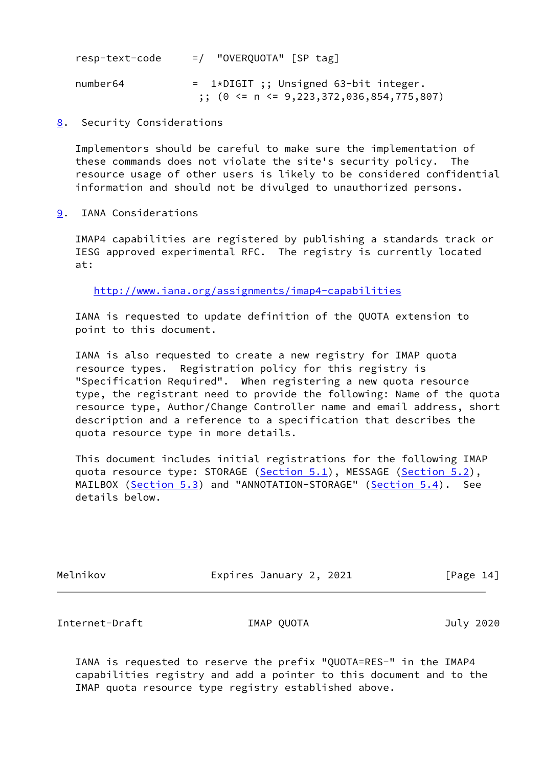```
resp-text-code     =/  "OVERQUOTA" [SP tag]

number64           =  1*DIGIT ;; Unsigned 63-bit integer.
                    ;; (0 <= n <= 9,223,372,036,854,775,807)
```

## 8. Security Considerations

Implementors should be careful to make sure the implementation of these commands does not violate the site's security policy. The resource usage of other users is likely to be considered confidential information and should not be divulged to unauthorized persons.

## 9. IANA Considerations

IMAP4 capabilities are registered by publishing a standards track or IESG approved experimental RFC. The registry is currently located at:

http://www.iana.org/assignments/imap4-capabilities

IANA is requested to update definition of the QUOTA extension to point to this document.

IANA is also requested to create a new registry for IMAP quota resource types. Registration policy for this registry is "Specification Required". When registering a new quota resource type, the registrant need to provide the following: Name of the quota resource type, Author/Change Controller name and email address, short description and a reference to a specification that describes the quota resource type in more details.

This document includes initial registrations for the following IMAP quota resource type: STORAGE (Section 5.1), MESSAGE (Section 5.2), MAILBOX (Section 5.3) and "ANNOTATION-STORAGE" (Section 5.4). See details below.

IANA is requested to reserve the prefix "QUOTA=RES-" in the IMAP4 capabilities registry and add a pointer to this document and to the IMAP quota resource type registry established above.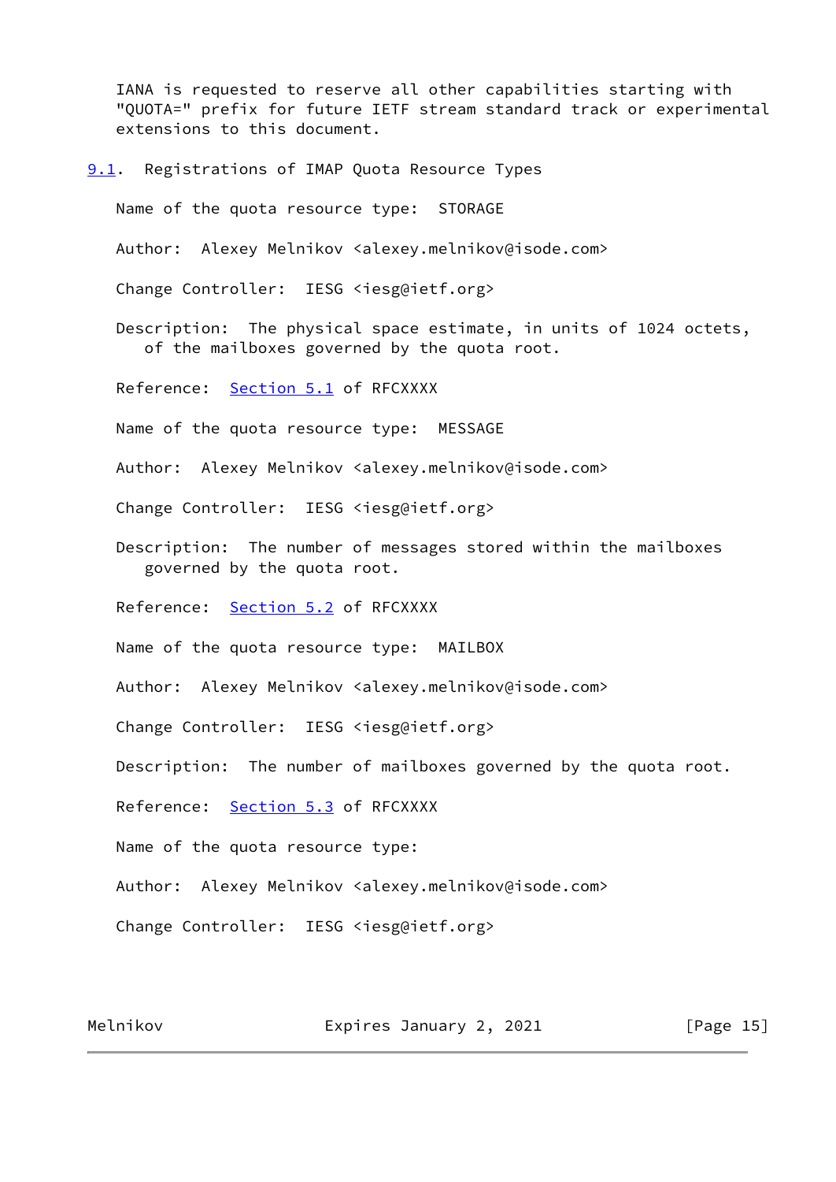IANA is requested to reserve all other capabilities starting with "QUOTA=" prefix for future IETF stream standard track or experimental extensions to this document.

### 9.1. Registrations of IMAP Quota Resource Types

Name of the quota resource type: STORAGE

Author: Alexey Melnikov <alexey.melnikov@isode.com>

Change Controller: IESG <iesg@ietf.org>

Description: The physical space estimate, in units of 1024 octets, of the mailboxes governed by the quota root.

Reference: Section 5.1 of RFCXXXX

Name of the quota resource type: MESSAGE

Author: Alexey Melnikov <alexey.melnikov@isode.com>

Change Controller: IESG <iesg@ietf.org>

Description: The number of messages stored within the mailboxes governed by the quota root.

Reference: Section 5.2 of RFCXXXX

Name of the quota resource type: MAILBOX

Author: Alexey Melnikov <alexey.melnikov@isode.com>

Change Controller: IESG <iesg@ietf.org>

Description: The number of mailboxes governed by the quota root.

Reference: Section 5.3 of RFCXXXX

Name of the quota resource type:

Author: Alexey Melnikov <alexey.melnikov@isode.com>

Change Controller: IESG <iesg@ietf.org>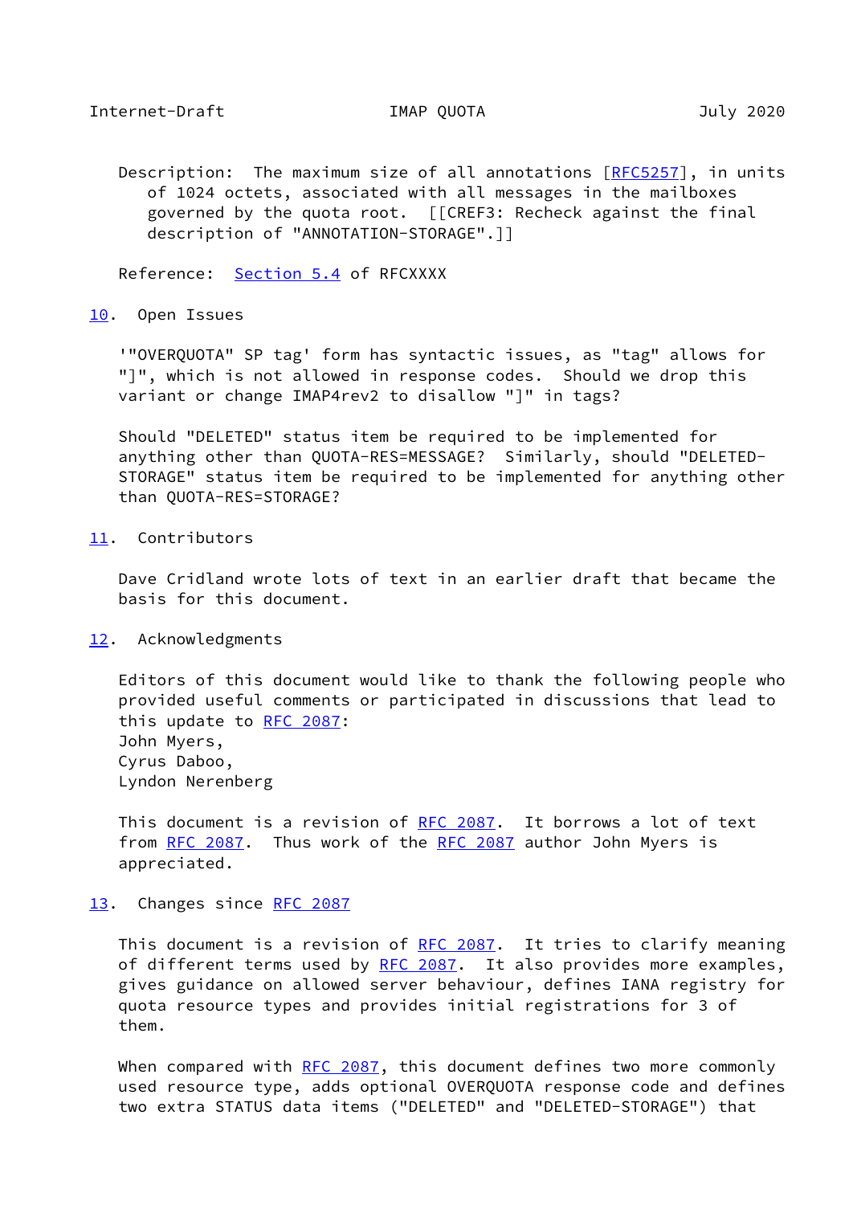Description: The maximum size of all annotations [RFC5257], in units of 1024 octets, associated with all messages in the mailboxes governed by the quota root. [[CREF3: Recheck against the final description of "ANNOTATION-STORAGE".]]

Reference: Section 5.4 of RFCXXXX

## 10. Open Issues

'"OVERQUOTA" SP tag' form has syntactic issues, as "tag" allows for "]", which is not allowed in response codes. Should we drop this variant or change IMAP4rev2 to disallow "]" in tags?

Should "DELETED" status item be required to be implemented for anything other than QUOTA-RES=MESSAGE? Similarly, should "DELETED-STORAGE" status item be required to be implemented for anything other than QUOTA-RES=STORAGE?

## 11. Contributors

Dave Cridland wrote lots of text in an earlier draft that became the basis for this document.

## 12. Acknowledgments

Editors of this document would like to thank the following people who provided useful comments or participated in discussions that lead to this update to RFC 2087:
John Myers,
Cyrus Daboo,
Lyndon Nerenberg

This document is a revision of RFC 2087. It borrows a lot of text from RFC 2087. Thus work of the RFC 2087 author John Myers is appreciated.

## 13. Changes since RFC 2087

This document is a revision of RFC 2087. It tries to clarify meaning of different terms used by RFC 2087. It also provides more examples, gives guidance on allowed server behaviour, defines IANA registry for quota resource types and provides initial registrations for 3 of them.

When compared with RFC 2087, this document defines two more commonly used resource type, adds optional OVERQUOTA response code and defines two extra STATUS data items ("DELETED" and "DELETED-STORAGE") that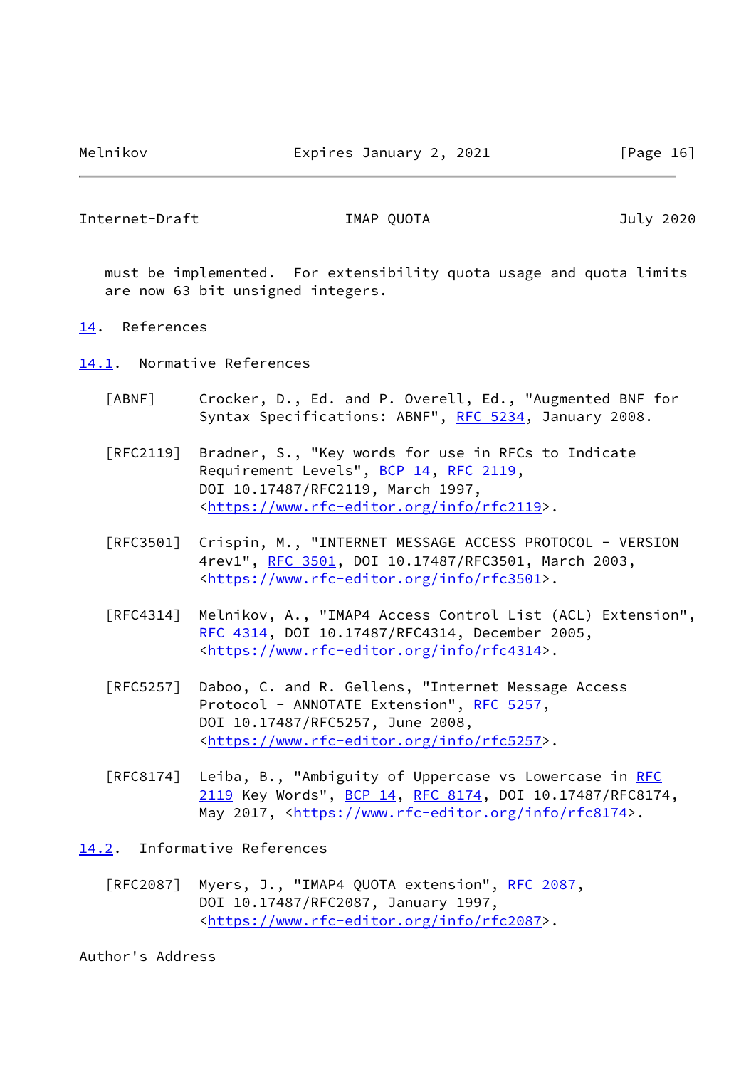must be implemented. For extensibility quota usage and quota limits are now 63 bit unsigned integers.

# 14. References

## 14.1. Normative References

[ABNF] Crocker, D., Ed. and P. Overell, Ed., "Augmented BNF for Syntax Specifications: ABNF", RFC 5234, January 2008.

[RFC2119] Bradner, S., "Key words for use in RFCs to Indicate Requirement Levels", BCP 14, RFC 2119, DOI 10.17487/RFC2119, March 1997, <https://www.rfc-editor.org/info/rfc2119>.

[RFC3501] Crispin, M., "INTERNET MESSAGE ACCESS PROTOCOL - VERSION 4rev1", RFC 3501, DOI 10.17487/RFC3501, March 2003, <https://www.rfc-editor.org/info/rfc3501>.

[RFC4314] Melnikov, A., "IMAP4 Access Control List (ACL) Extension", RFC 4314, DOI 10.17487/RFC4314, December 2005, <https://www.rfc-editor.org/info/rfc4314>.

[RFC5257] Daboo, C. and R. Gellens, "Internet Message Access Protocol - ANNOTATE Extension", RFC 5257, DOI 10.17487/RFC5257, June 2008, <https://www.rfc-editor.org/info/rfc5257>.

[RFC8174] Leiba, B., "Ambiguity of Uppercase vs Lowercase in RFC 2119 Key Words", BCP 14, RFC 8174, DOI 10.17487/RFC8174, May 2017, <https://www.rfc-editor.org/info/rfc8174>.

## 14.2. Informative References

[RFC2087] Myers, J., "IMAP4 QUOTA extension", RFC 2087, DOI 10.17487/RFC2087, January 1997, <https://www.rfc-editor.org/info/rfc2087>.

# Author's Address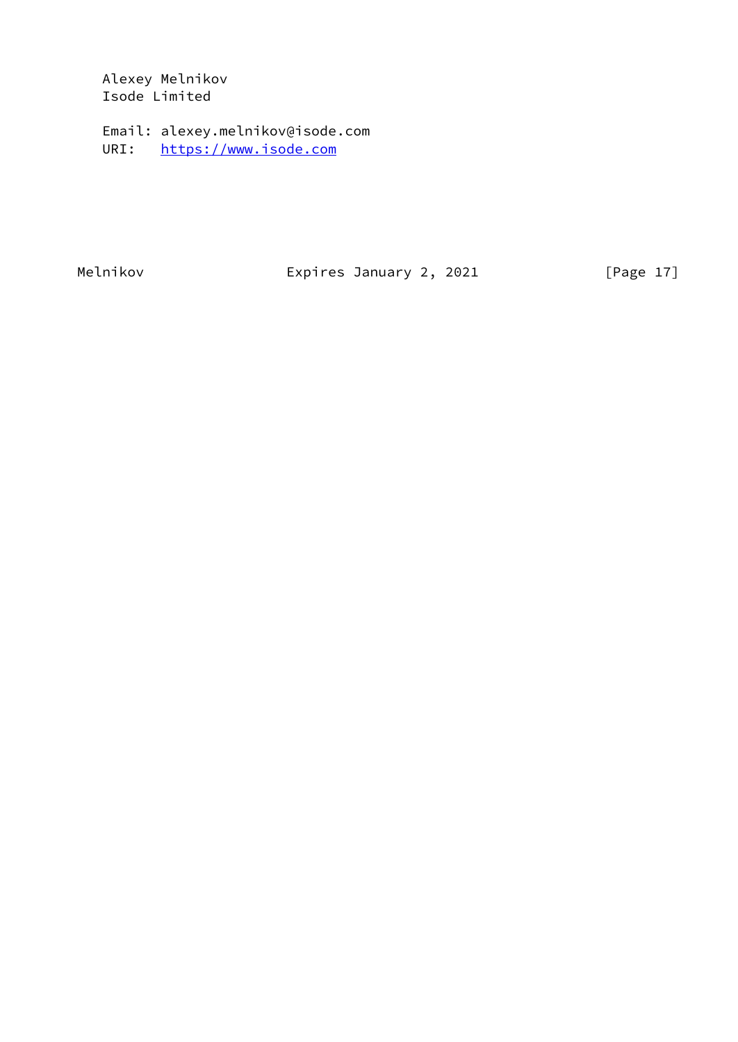Alexey Melnikov
Isode Limited

Email: alexey.melnikov@isode.com
URI: https://www.isode.com